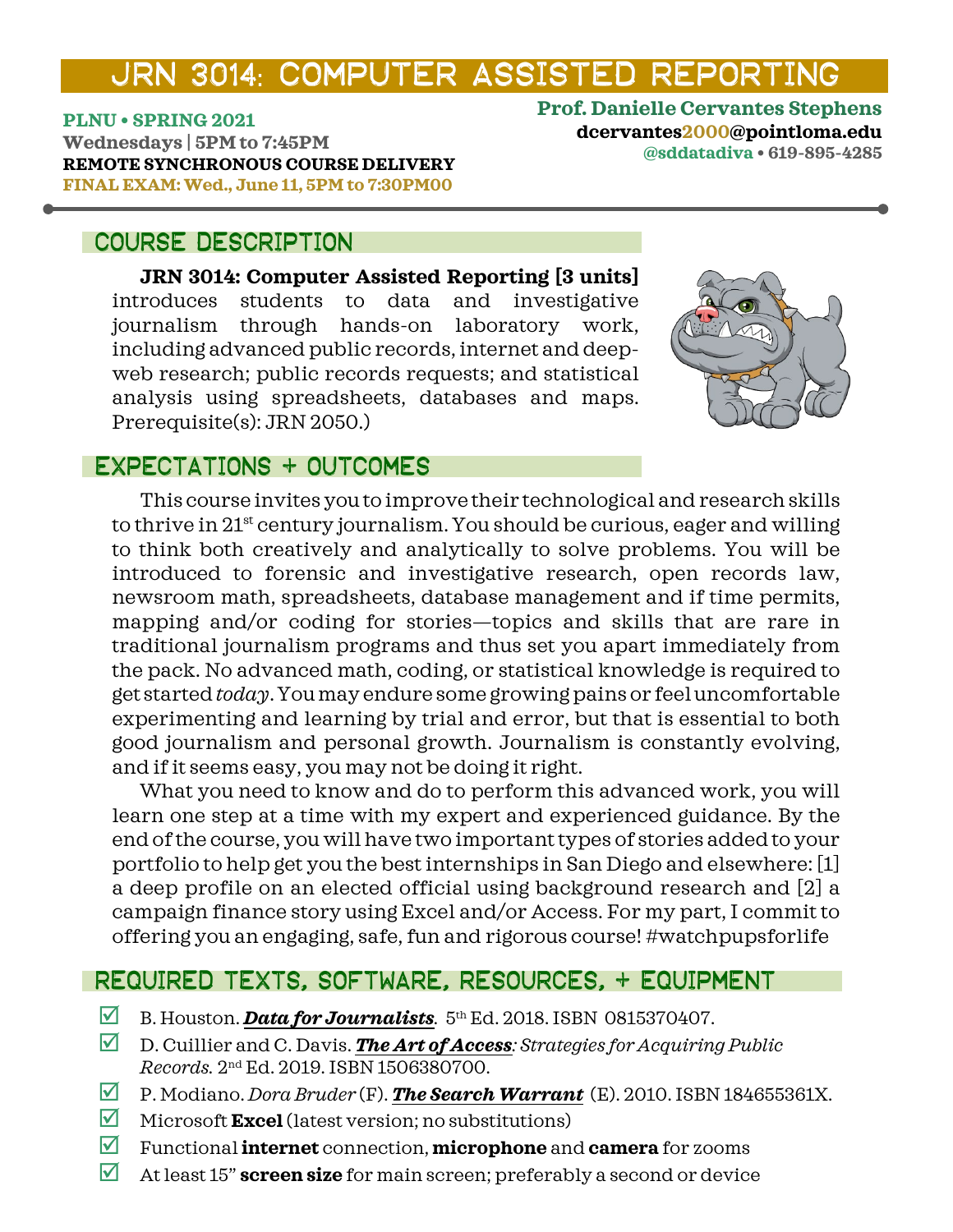# JRN 3014: Computer Assisted Reporting

**PLNU • SPRING 2021**
**Wednesdays | 5PM to 7:45PM**
**REMOTE SYNCHRONOUS COURSE DELIVERY**
**FINAL EXAM: Wed., June 11, 5PM to 7:30PM00**

**Prof. Danielle Cervantes Stephens**
**dcervantes2000@pointloma.edu**
**@sddatadiva • 619-895-4285**

## COURSE DESCRIPTION

**JRN 3014: Computer Assisted Reporting [3 units]** introduces students to data and investigative journalism through hands-on laboratory work, including advanced public records, internet and deep-web research; public records requests; and statistical analysis using spreadsheets, databases and maps. Prerequisite(s): JRN 2050.)

## EXPECTATIONS + OUTCOMES

This course invites you to improve their technological and research skills to thrive in 21st century journalism. You should be curious, eager and willing to think both creatively and analytically to solve problems. You will be introduced to forensic and investigative research, open records law, newsroom math, spreadsheets, database management and if time permits, mapping and/or coding for stories—topics and skills that are rare in traditional journalism programs and thus set you apart immediately from the pack. No advanced math, coding, or statistical knowledge is required to get started *today*. You may endure some growing pains or feel uncomfortable experimenting and learning by trial and error, but that is essential to both good journalism and personal growth. Journalism is constantly evolving, and if it seems easy, you may not be doing it right.

What you need to know and do to perform this advanced work, you will learn one step at a time with my expert and experienced guidance. By the end of the course, you will have two important types of stories added to your portfolio to help get you the best internships in San Diego and elsewhere: [1] a deep profile on an elected official using background research and [2] a campaign finance story using Excel and/or Access. For my part, I commit to offering you an engaging, safe, fun and rigorous course! #watchpupsforlife

## REQUIRED TEXTS, SOFTWARE, RESOURCES, + EQUIPMENT

- ☑ B. Houston. ***Data for Journalists***. 5th Ed. 2018. ISBN 0815370407.
- ☑ D. Cuillier and C. Davis. ***The Art of Access****: Strategies for Acquiring Public Records.* 2nd Ed. 2019. ISBN 1506380700.
- ☑ P. Modiano. *Dora Bruder* (F). ***The Search Warrant*** (E). 2010. ISBN 184655361X.
- ☑ Microsoft **Excel** (latest version; no substitutions)
- ☑ Functional **internet** connection, **microphone** and **camera** for zooms
- ☑ At least 15" **screen size** for main screen; preferably a second or device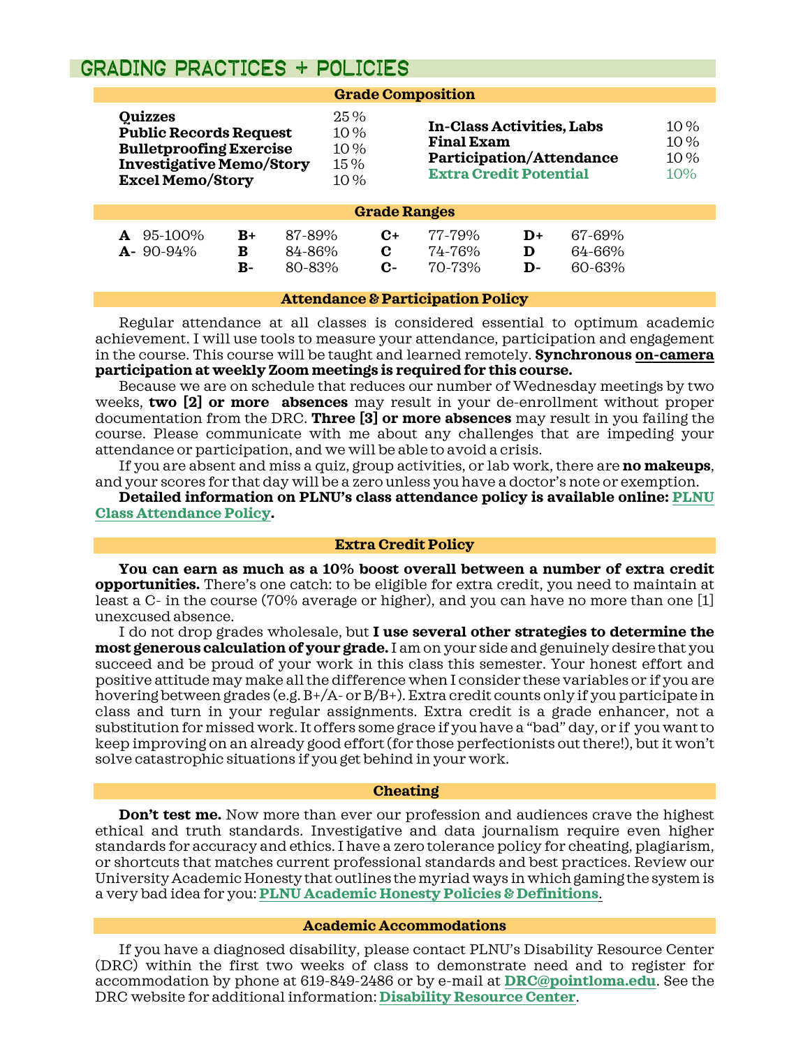## GRADING PRACTICES + POLICIES

### Grade Composition

| Component | Weight | Component | Weight |
|---|---|---|---|
| **Quizzes** | 25% | **In-Class Activities, Labs** | 10% |
| **Public Records Request** | 10% | **Final Exam** | 10% |
| **Bulletproofing Exercise** | 10% | **Participation/Attendance** | 10% |
| **Investigative Memo/Story** | 15% | **Extra Credit Potential** | 10% |
| **Excel Memo/Story** | 10% | | |

### Grade Ranges

| | | | | | | | |
|---|---|---|---|---|---|---|---|
| **A** 95-100% | **B+** | 87-89% | **C+** | 77-79% | **D+** | 67-69% |
| **A-** 90-94% | **B** | 84-86% | **C** | 74-76% | **D** | 64-66% |
| | **B-** | 80-83% | **C-** | 70-73% | **D-** | 60-63% |

### Attendance & Participation Policy

Regular attendance at all classes is considered essential to optimum academic achievement. I will use tools to measure your attendance, participation and engagement in the course. This course will be taught and learned remotely. **Synchronous on-camera participation at weekly Zoom meetings is required for this course.**

Because we are on schedule that reduces our number of Wednesday meetings by two weeks, **two [2] or more absences** may result in your de-enrollment without proper documentation from the DRC. **Three [3] or more absences** may result in you failing the course. Please communicate with me about any challenges that are impeding your attendance or participation, and we will be able to avoid a crisis.

If you are absent and miss a quiz, group activities, or lab work, there are **no makeups**, and your scores for that day will be a zero unless you have a doctor's note or exemption.

**Detailed information on PLNU's class attendance policy is available online: PLNU Class Attendance Policy.**

### Extra Credit Policy

**You can earn as much as a 10% boost overall between a number of extra credit opportunities.** There's one catch: to be eligible for extra credit, you need to maintain at least a C- in the course (70% average or higher), and you can have no more than one [1] unexcused absence.

I do not drop grades wholesale, but **I use several other strategies to determine the most generous calculation of your grade.** I am on your side and genuinely desire that you succeed and be proud of your work in this class this semester. Your honest effort and positive attitude may make all the difference when I consider these variables or if you are hovering between grades (e.g. B+/A- or B/B+). Extra credit counts only if you participate in class and turn in your regular assignments. Extra credit is a grade enhancer, not a substitution for missed work. It offers some grace if you have a "bad" day, or if you want to keep improving on an already good effort (for those perfectionists out there!), but it won't solve catastrophic situations if you get behind in your work.

### Cheating

**Don't test me.** Now more than ever our profession and audiences crave the highest ethical and truth standards. Investigative and data journalism require even higher standards for accuracy and ethics. I have a zero tolerance policy for cheating, plagiarism, or shortcuts that matches current professional standards and best practices. Review our University Academic Honesty that outlines the myriad ways in which gaming the system is a very bad idea for you: **PLNU Academic Honesty Policies & Definitions**.

### Academic Accommodations

If you have a diagnosed disability, please contact PLNU's Disability Resource Center (DRC) within the first two weeks of class to demonstrate need and to register for accommodation by phone at 619-849-2486 or by e-mail at **DRC@pointloma.edu**. See the DRC website for additional information: **Disability Resource Center**.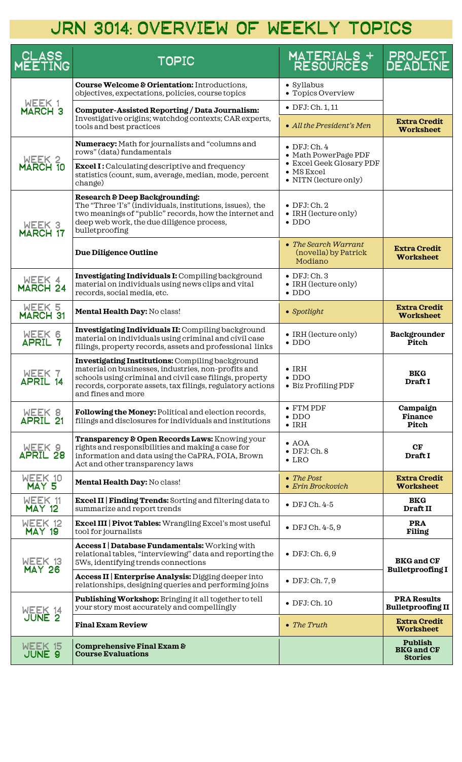# JRN 3014: OVERVIEW OF WEEKLY TOPICS

| CLASS MEETING | TOPIC | MATERIALS + RESOURCES | PROJECT DEADLINE |
|---|---|---|---|
| WEEK 1 MARCH 3 | **Course Welcome & Orientation:** Introductions, objectives, expectations, policies, course topics | • Syllabus<br>• Topics Overview | |
| | **Computer-Assisted Reporting / Data Journalism:** Investigative origins; watchdog contexts; CAR experts, tools and best practices | • DFJ: Ch. 1, 11 | |
| | | • *All the President's Men* | **Extra Credit Worksheet** |
| WEEK 2 MARCH 10 | **Numeracy:** Math for journalists and "columns and rows" (data) fundamentals | • DFJ: Ch. 4<br>• Math PowerPage PDF<br>• Excel Geek Glosary PDF<br>• MS Excel<br>• NITN (lecture only) | |
| | **Excel I :** Calculating descriptive and frequency statistics (count, sum, average, median, mode, percent change) | | |
| WEEK 3 MARCH 17 | **Research & Deep Backgrounding:** The "Three 'I's" (individuals, institutions, issues), the two meanings of "public" records, how the internet and deep web work, the due diligence process, bulletproofing | • DFJ: Ch. 2<br>• IRH (lecture only)<br>• DDO | |
| | **Due Diligence Outline** | • *The Search Warrant* (novella) by Patrick Modiano | **Extra Credit Worksheet** |
| WEEK 4 MARCH 24 | **Investigating Individuals I:** Compiling background material on individuals using news clips and vital records, social media, etc. | • DFJ: Ch. 3<br>• IRH (lecture only)<br>• DDO | |
| WEEK 5 MARCH 31 | **Mental Health Day:** No class! | • *Spotlight* | **Extra Credit Worksheet** |
| WEEK 6 APRIL 7 | **Investigating Individuals II:** Compiling background material on individuals using criminal and civil case filings, property records, assets and professional links | • IRH (lecture only)<br>• DDO | **Backgrounder Pitch** |
| WEEK 7 APRIL 14 | **Investigating Institutions:** Compiling background material on businesses, industries, non-profits and schools using criminal and civil case filings, property records, corporate assets, tax filings, regulatory actions and fines and more | • IRH<br>• DDO<br>• Biz Profiling PDF | **BKG Draft I** |
| WEEK 8 APRIL 21 | **Following the Money:** Political and election records, filings and disclosures for individuals and institutions | • FTM PDF<br>• DDO<br>• IRH | **Campaign Finance Pitch** |
| WEEK 9 APRIL 28 | **Transparency & Open Records Laws:** Knowing your rights and responsibilities and making a case for information and data using the CaPRA, FOIA, Brown Act and other transparency laws | • AOA<br>• DFJ: Ch. 8<br>• LRO | **CF Draft I** |
| WEEK 10 MAY 5 | **Mental Health Day:** No class! | • *The Post*<br>• *Erin Brockovich* | **Extra Credit Worksheet** |
| WEEK 11 MAY 12 | **Excel II \| Finding Trends:** Sorting and filtering data to summarize and report trends | • DFJ Ch. 4-5 | **BKG Draft II** |
| WEEK 12 MAY 19 | **Excel III \| Pivot Tables:** Wrangling Excel's most useful tool for journalists | • DFJ Ch. 4-5, 9 | **PRA Filing** |
| WEEK 13 MAY 26 | **Access I \| Database Fundamentals:** Working with relational tables, "interviewing" data and reporting the 5Ws, identifying trends connections | • DFJ: Ch. 6, 9 | **BKG and CF Bulletproofing I** |
| | **Access II \| Enterprise Analysis:** Digging deeper into relationships, designing queries and performing joins | • DFJ: Ch. 7, 9 | |
| WEEK 14 JUNE 2 | **Publishing Workshop:** Bringing it all together to tell your story most accurately and compellingly | • DFJ: Ch. 10 | **PRA Results Bulletproofing II** |
| | **Final Exam Review** | • *The Truth* | **Extra Credit Worksheet** |
| WEEK 15 JUNE 9 | **Comprehensive Final Exam & Course Evaluations** | | **Publish BKG and CF Stories** |